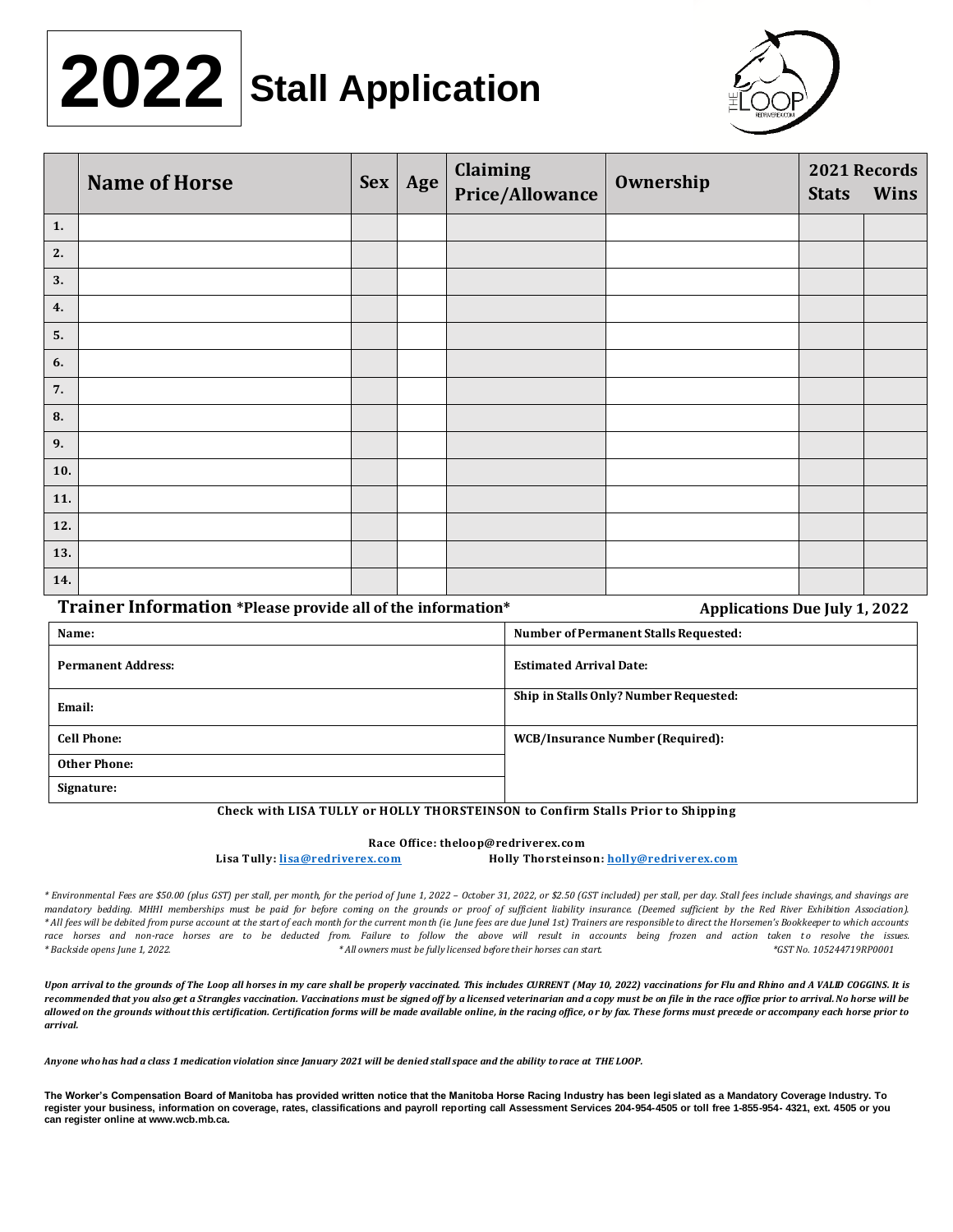# 2022 Stall Application

| | Name of Horse | Sex | Age | Claiming Price/Allowance | Ownership | 2021 Records | |
|---|---|---|---|---|---|---|---|
| | | | | | | Stats | Wins |
| 1. | | | | | | | |
| 2. | | | | | | | |
| 3. | | | | | | | |
| 4. | | | | | | | |
| 5. | | | | | | | |
| 6. | | | | | | | |
| 7. | | | | | | | |
| 8. | | | | | | | |
| 9. | | | | | | | |
| 10. | | | | | | | |
| 11. | | | | | | | |
| 12. | | | | | | | |
| 13. | | | | | | | |
| 14. | | | | | | | |

## Trainer Information *Please provide all of the information*

**Applications Due July 1, 2022**

| | |
|---|---|
| **Name:** | **Number of Permanent Stalls Requested:** |
| **Permanent Address:** | **Estimated Arrival Date:** |
| **Email:** | **Ship in Stalls Only? Number Requested:** |
| **Cell Phone:** | **WCB/Insurance Number (Required):** |
| **Other Phone:** | |
| **Signature:** | |

**Check with LISA TULLY or HOLLY THORSTEINSON to Confirm Stalls Prior to Shipping**

**Race Office: theloop@redriverex.com**

**Lisa Tully: lisa@redriverex.com** **Holly Thorsteinson: holly@redriverex.com**

*\* Environmental Fees are $50.00 (plus GST) per stall, per month, for the period of June 1, 2022 – October 31, 2022, or $2.50 (GST included) per stall, per day. Stall fees include shavings, and shavings are mandatory bedding. MHHI memberships must be paid for before coming on the grounds or proof of sufficient liability insurance. (Deemed sufficient by the Red River Exhibition Association).*
*\* All fees will be debited from purse account at the start of each month for the current month (ie. June fees are due Junel 1st) Trainers are responsible to direct the Horsemen's Bookkeeper to which accounts race horses and non-race horses are to be deducted from. Failure to follow the above will result in accounts being frozen and action taken to resolve the issues.*
*\* Backside opens June 1, 2022. \* All owners must be fully licensed before their horses can start. \*GST No. 105244719RP0001*

***Upon arrival to the grounds of The Loop all horses in my care shall be properly vaccinated. This includes CURRENT (May 10, 2022) vaccinations for Flu and Rhino and A VALID COGGINS. It is recommended that you also get a Strangles vaccination. Vaccinations must be signed off by a licensed veterinarian and a copy must be on file in the race office prior to arrival. No horse will be allowed on the grounds without this certification. Certification forms will be made available online, in the racing office, or by fax. These forms must precede or accompany each horse prior to arrival.***

***Anyone who has had a class 1 medication violation since January 2021 will be denied stall space and the ability to race at THE LOOP.***

**The Worker's Compensation Board of Manitoba has provided written notice that the Manitoba Horse Racing Industry has been legislated as a Mandatory Coverage Industry. To register your business, information on coverage, rates, classifications and payroll reporting call Assessment Services 204-954-4505 or toll free 1-855-954- 4321, ext. 4505 or you can register online at www.wcb.mb.ca.**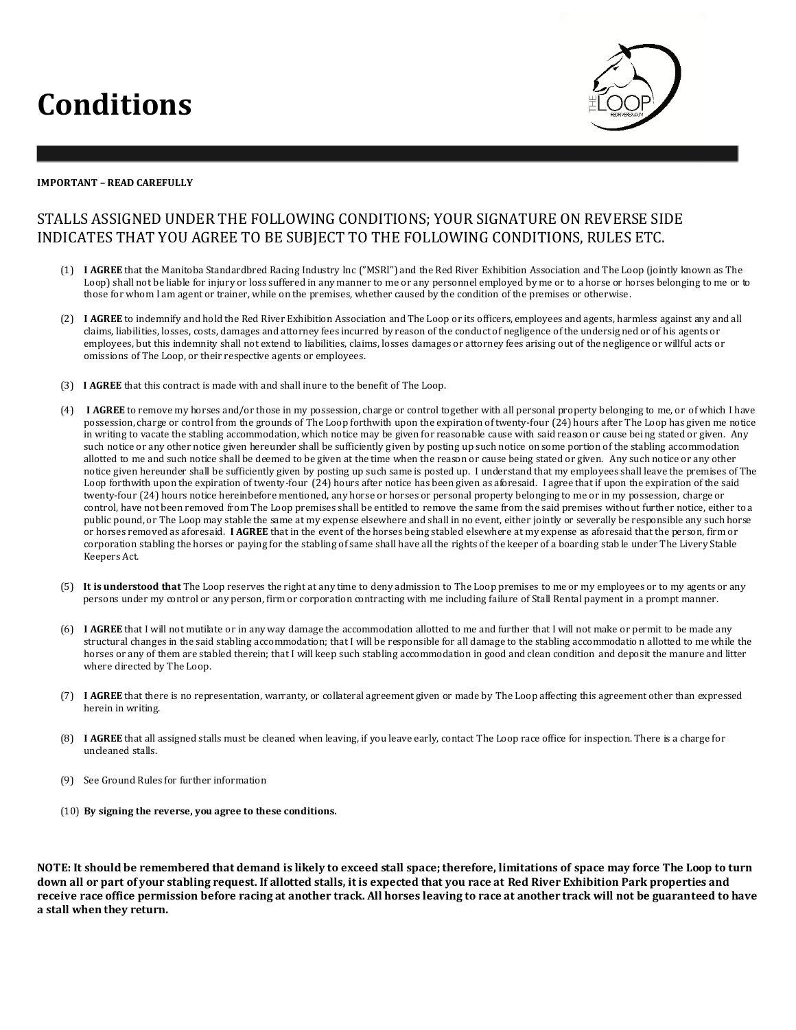# Conditions

**IMPORTANT – READ CAREFULLY**

## STALLS ASSIGNED UNDER THE FOLLOWING CONDITIONS; YOUR SIGNATURE ON REVERSE SIDE INDICATES THAT YOU AGREE TO BE SUBJECT TO THE FOLLOWING CONDITIONS, RULES ETC.

(1) **I AGREE** that the Manitoba Standardbred Racing Industry Inc ("MSRI") and the Red River Exhibition Association and The Loop (jointly known as The Loop) shall not be liable for injury or loss suffered in any manner to me or any personnel employed by me or to a horse or horses belonging to me or to those for whom I am agent or trainer, while on the premises, whether caused by the condition of the premises or otherwise.

(2) **I AGREE** to indemnify and hold the Red River Exhibition Association and The Loop or its officers, employees and agents, harmless against any and all claims, liabilities, losses, costs, damages and attorney fees incurred by reason of the conduct of negligence of the undersig ned or of his agents or employees, but this indemnity shall not extend to liabilities, claims, losses damages or attorney fees arising out of the negligence or willful acts or omissions of The Loop, or their respective agents or employees.

(3) **I AGREE** that this contract is made with and shall inure to the benefit of The Loop.

(4) **I AGREE** to remove my horses and/or those in my possession, charge or control together with all personal property belonging to me, or of which I have possession, charge or control from the grounds of The Loop forthwith upon the expiration of twenty-four (24) hours after The Loop has given me notice in writing to vacate the stabling accommodation, which notice may be given for reasonable cause with said reason or cause being stated or given. Any such notice or any other notice given hereunder shall be sufficiently given by posting up such notice on some portion of the stabling accommodation allotted to me and such notice shall be deemed to be given at the time when the reason or cause being stated or given. Any such notice or any other notice given hereunder shall be sufficiently given by posting up such same is posted up. I understand that my employees shall leave the premises of The Loop forthwith upon the expiration of twenty-four (24) hours after notice has been given as aforesaid. I agree that if upon the expiration of the said twenty-four (24) hours notice hereinbefore mentioned, any horse or horses or personal property belonging to me or in my possession, charge or control, have not been removed from The Loop premises shall be entitled to remove the same from the said premises without further notice, either to a public pound, or The Loop may stable the same at my expense elsewhere and shall in no event, either jointly or severally be responsible any such horse or horses removed as aforesaid. **I AGREE** that in the event of the horses being stabled elsewhere at my expense as aforesaid that the person, firm or corporation stabling the horses or paying for the stabling of same shall have all the rights of the keeper of a boarding stab le under The Livery Stable Keepers Act.

(5) **It is understood that** The Loop reserves the right at any time to deny admission to The Loop premises to me or my employees or to my agents or any persons under my control or any person, firm or corporation contracting with me including failure of Stall Rental payment in a prompt manner.

(6) **I AGREE** that I will not mutilate or in any way damage the accommodation allotted to me and further that I will not make or permit to be made any structural changes in the said stabling accommodation; that I will be responsible for all damage to the stabling accommodatio n allotted to me while the horses or any of them are stabled therein; that I will keep such stabling accommodation in good and clean condition and deposit the manure and litter where directed by The Loop.

(7) **I AGREE** that there is no representation, warranty, or collateral agreement given or made by The Loop affecting this agreement other than expressed herein in writing.

(8) **I AGREE** that all assigned stalls must be cleaned when leaving, if you leave early, contact The Loop race office for inspection. There is a charge for uncleaned stalls.

(9) See Ground Rules for further information

(10) **By signing the reverse, you agree to these conditions.**

**NOTE: It should be remembered that demand is likely to exceed stall space; therefore, limitations of space may force The Loop to turn down all or part of your stabling request. If allotted stalls, it is expected that you race at Red River Exhibition Park properties and receive race office permission before racing at another track. All horses leaving to race at another track will not be guaranteed to have a stall when they return.**